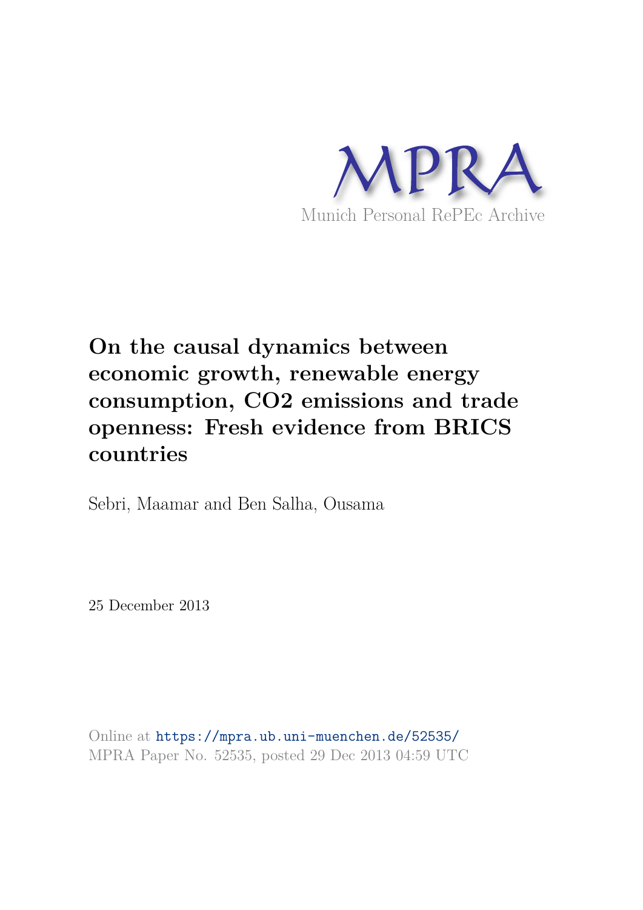MPRA

Munich Personal RePEc Archive

# On the causal dynamics between economic growth, renewable energy consumption, CO2 emissions and trade openness: Fresh evidence from BRICS countries

Sebri, Maamar and Ben Salha, Ousama

25 December 2013

Online at https://mpra.ub.uni-muenchen.de/52535/

MPRA Paper No. 52535, posted 29 Dec 2013 04:59 UTC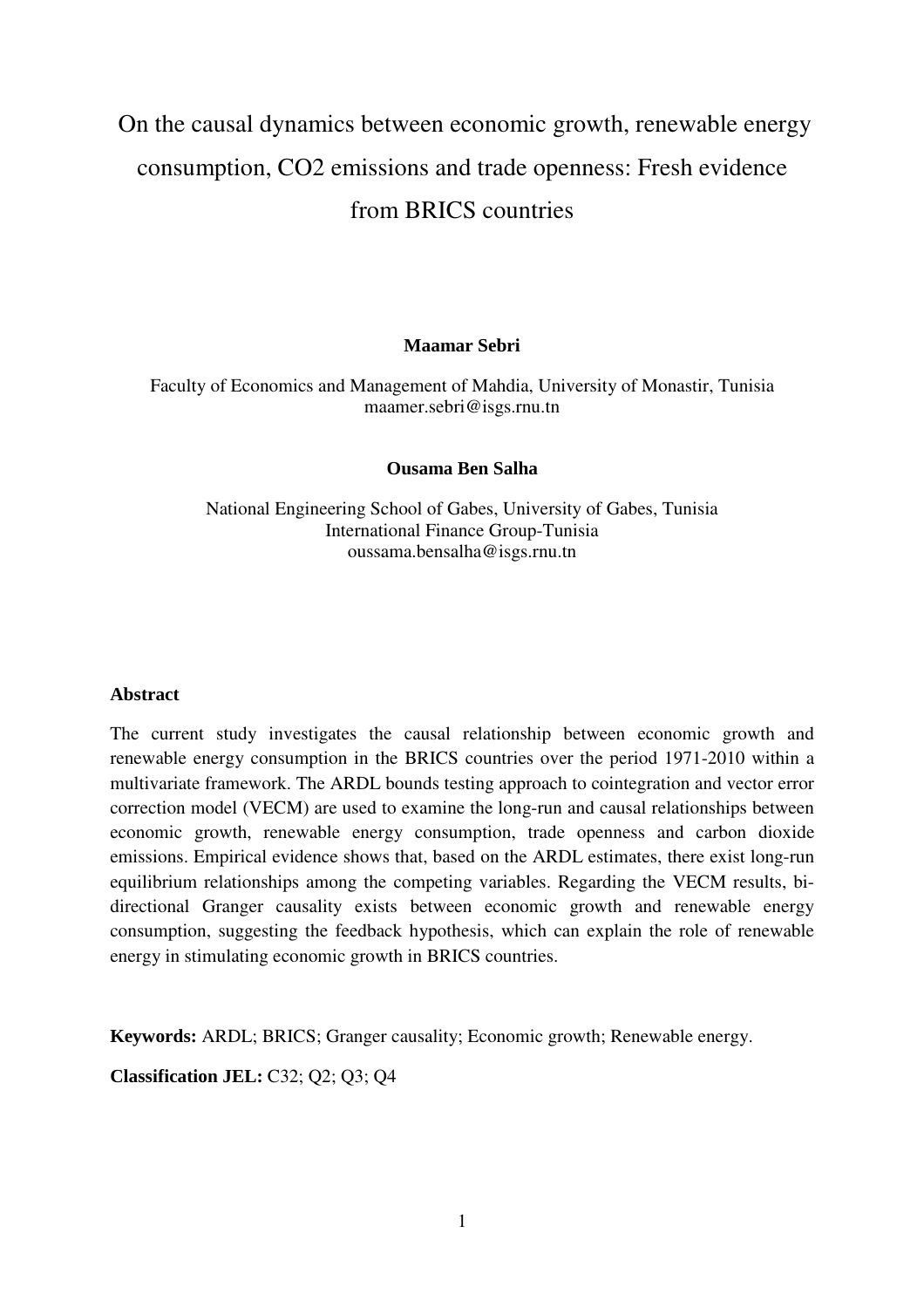# On the causal dynamics between economic growth, renewable energy consumption, CO2 emissions and trade openness: Fresh evidence from BRICS countries

**Maamar Sebri**

Faculty of Economics and Management of Mahdia, University of Monastir, Tunisia
maamer.sebri@isgs.rnu.tn

**Ousama Ben Salha**

National Engineering School of Gabes, University of Gabes, Tunisia
International Finance Group-Tunisia
oussama.bensalha@isgs.rnu.tn

### Abstract

The current study investigates the causal relationship between economic growth and renewable energy consumption in the BRICS countries over the period 1971-2010 within a multivariate framework. The ARDL bounds testing approach to cointegration and vector error correction model (VECM) are used to examine the long-run and causal relationships between economic growth, renewable energy consumption, trade openness and carbon dioxide emissions. Empirical evidence shows that, based on the ARDL estimates, there exist long-run equilibrium relationships among the competing variables. Regarding the VECM results, bi-directional Granger causality exists between economic growth and renewable energy consumption, suggesting the feedback hypothesis, which can explain the role of renewable energy in stimulating economic growth in BRICS countries.

**Keywords:** ARDL; BRICS; Granger causality; Economic growth; Renewable energy.

**Classification JEL:** C32; Q2; Q3; Q4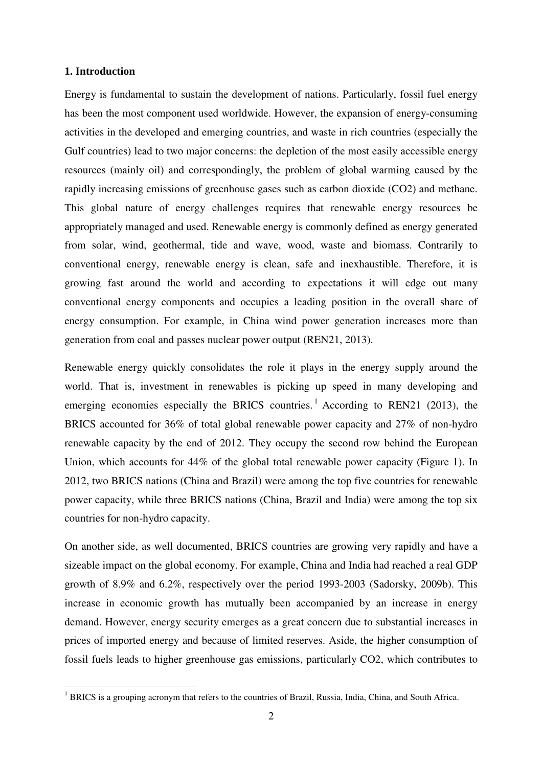### 1. Introduction

Energy is fundamental to sustain the development of nations. Particularly, fossil fuel energy has been the most component used worldwide. However, the expansion of energy-consuming activities in the developed and emerging countries, and waste in rich countries (especially the Gulf countries) lead to two major concerns: the depletion of the most easily accessible energy resources (mainly oil) and correspondingly, the problem of global warming caused by the rapidly increasing emissions of greenhouse gases such as carbon dioxide ($CO_2$) and methane. This global nature of energy challenges requires that renewable energy resources be appropriately managed and used. Renewable energy is commonly defined as energy generated from solar, wind, geothermal, tide and wave, wood, waste and biomass. Contrarily to conventional energy, renewable energy is clean, safe and inexhaustible. Therefore, it is growing fast around the world and according to expectations it will edge out many conventional energy components and occupies a leading position in the overall share of energy consumption. For example, in China wind power generation increases more than generation from coal and passes nuclear power output (REN21, 2013).

Renewable energy quickly consolidates the role it plays in the energy supply around the world. That is, investment in renewables is picking up speed in many developing and emerging economies especially the BRICS countries.[1] According to REN21 (2013), the BRICS accounted for 36% of total global renewable power capacity and 27% of non-hydro renewable capacity by the end of 2012. They occupy the second row behind the European Union, which accounts for 44% of the global total renewable power capacity (Figure 1). In 2012, two BRICS nations (China and Brazil) were among the top five countries for renewable power capacity, while three BRICS nations (China, Brazil and India) were among the top six countries for non-hydro capacity.

On another side, as well documented, BRICS countries are growing very rapidly and have a sizeable impact on the global economy. For example, China and India had reached a real GDP growth of 8.9% and 6.2%, respectively over the period 1993-2003 (Sadorsky, 2009b). This increase in economic growth has mutually been accompanied by an increase in energy demand. However, energy security emerges as a great concern due to substantial increases in prices of imported energy and because of limited reserves. Aside, the higher consumption of fossil fuels leads to higher greenhouse gas emissions, particularly $CO_2$, which contributes to

[1] BRICS is a grouping acronym that refers to the countries of Brazil, Russia, India, China, and South Africa.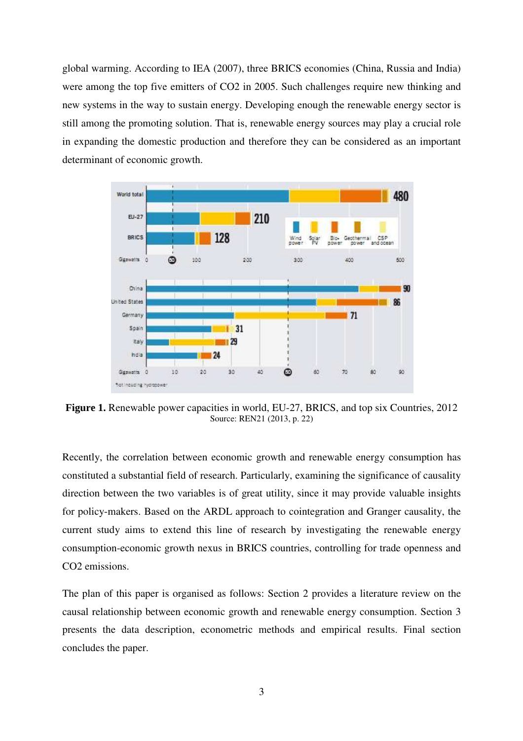global warming. According to IEA (2007), three BRICS economies (China, Russia and India) were among the top five emitters of $CO_2$ in 2005. Such challenges require new thinking and new systems in the way to sustain energy. Developing enough the renewable energy sector is still among the promoting solution. That is, renewable energy sources may play a crucial role in expanding the domestic production and therefore they can be considered as an important determinant of economic growth.

**Figure 1.** Renewable power capacities in world, EU-27, BRICS, and top six Countries, 2012
Source: REN21 (2013, p. 22)

Recently, the correlation between economic growth and renewable energy consumption has constituted a substantial field of research. Particularly, examining the significance of causality direction between the two variables is of great utility, since it may provide valuable insights for policy-makers. Based on the ARDL approach to cointegration and Granger causality, the current study aims to extend this line of research by investigating the renewable energy consumption-economic growth nexus in BRICS countries, controlling for trade openness and $CO_2$ emissions.

The plan of this paper is organised as follows: Section 2 provides a literature review on the causal relationship between economic growth and renewable energy consumption. Section 3 presents the data description, econometric methods and empirical results. Final section concludes the paper.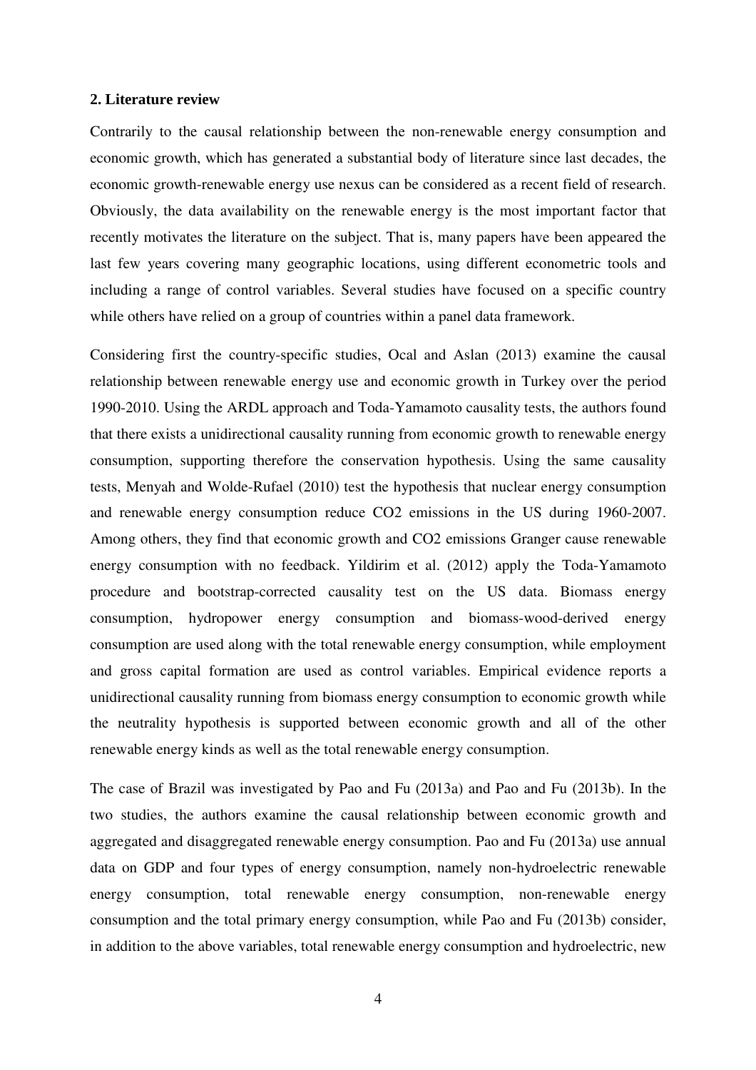## 2. Literature review

Contrarily to the causal relationship between the non-renewable energy consumption and economic growth, which has generated a substantial body of literature since last decades, the economic growth-renewable energy use nexus can be considered as a recent field of research. Obviously, the data availability on the renewable energy is the most important factor that recently motivates the literature on the subject. That is, many papers have been appeared the last few years covering many geographic locations, using different econometric tools and including a range of control variables. Several studies have focused on a specific country while others have relied on a group of countries within a panel data framework.

Considering first the country-specific studies, Ocal and Aslan (2013) examine the causal relationship between renewable energy use and economic growth in Turkey over the period 1990-2010. Using the ARDL approach and Toda-Yamamoto causality tests, the authors found that there exists a unidirectional causality running from economic growth to renewable energy consumption, supporting therefore the conservation hypothesis. Using the same causality tests, Menyah and Wolde-Rufael (2010) test the hypothesis that nuclear energy consumption and renewable energy consumption reduce $CO_2$ emissions in the US during 1960-2007. Among others, they find that economic growth and $CO_2$ emissions Granger cause renewable energy consumption with no feedback. Yildirim et al. (2012) apply the Toda-Yamamoto procedure and bootstrap-corrected causality test on the US data. Biomass energy consumption, hydropower energy consumption and biomass-wood-derived energy consumption are used along with the total renewable energy consumption, while employment and gross capital formation are used as control variables. Empirical evidence reports a unidirectional causality running from biomass energy consumption to economic growth while the neutrality hypothesis is supported between economic growth and all of the other renewable energy kinds as well as the total renewable energy consumption.

The case of Brazil was investigated by Pao and Fu (2013a) and Pao and Fu (2013b). In the two studies, the authors examine the causal relationship between economic growth and aggregated and disaggregated renewable energy consumption. Pao and Fu (2013a) use annual data on GDP and four types of energy consumption, namely non-hydroelectric renewable energy consumption, total renewable energy consumption, non-renewable energy consumption and the total primary energy consumption, while Pao and Fu (2013b) consider, in addition to the above variables, total renewable energy consumption and hydroelectric, new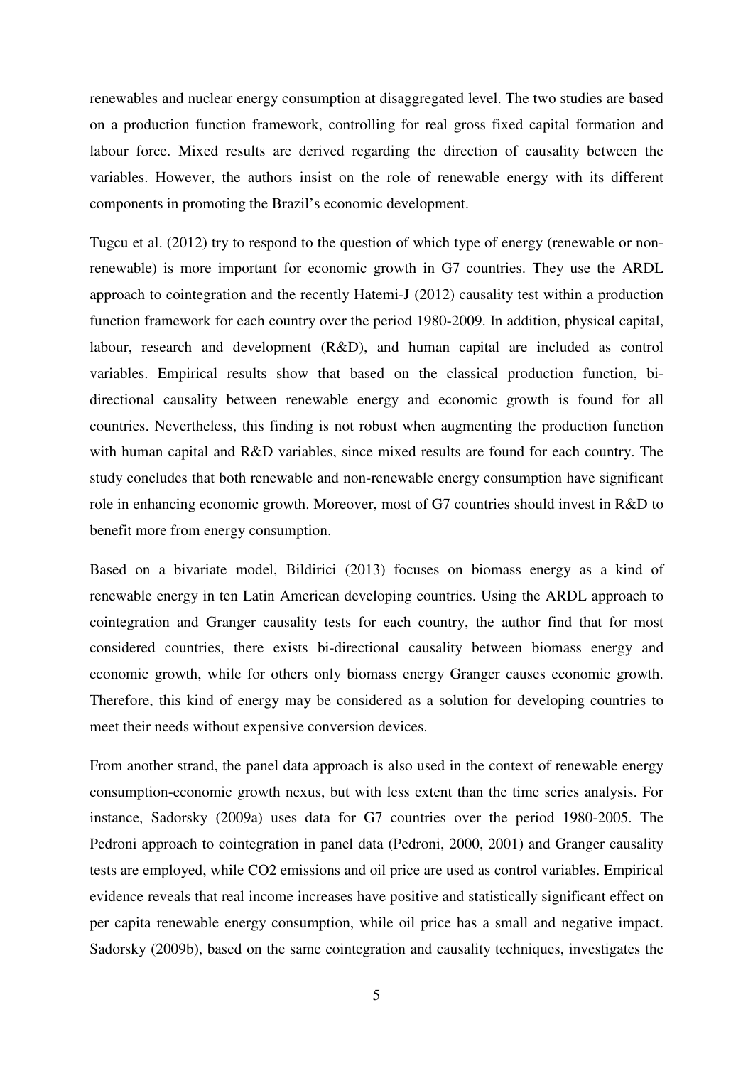renewables and nuclear energy consumption at disaggregated level. The two studies are based on a production function framework, controlling for real gross fixed capital formation and labour force. Mixed results are derived regarding the direction of causality between the variables. However, the authors insist on the role of renewable energy with its different components in promoting the Brazil's economic development.

Tugcu et al. (2012) try to respond to the question of which type of energy (renewable or non-renewable) is more important for economic growth in G7 countries. They use the ARDL approach to cointegration and the recently Hatemi-J (2012) causality test within a production function framework for each country over the period 1980-2009. In addition, physical capital, labour, research and development (R&D), and human capital are included as control variables. Empirical results show that based on the classical production function, bi-directional causality between renewable energy and economic growth is found for all countries. Nevertheless, this finding is not robust when augmenting the production function with human capital and R&D variables, since mixed results are found for each country. The study concludes that both renewable and non-renewable energy consumption have significant role in enhancing economic growth. Moreover, most of G7 countries should invest in R&D to benefit more from energy consumption.

Based on a bivariate model, Bildirici (2013) focuses on biomass energy as a kind of renewable energy in ten Latin American developing countries. Using the ARDL approach to cointegration and Granger causality tests for each country, the author find that for most considered countries, there exists bi-directional causality between biomass energy and economic growth, while for others only biomass energy Granger causes economic growth. Therefore, this kind of energy may be considered as a solution for developing countries to meet their needs without expensive conversion devices.

From another strand, the panel data approach is also used in the context of renewable energy consumption-economic growth nexus, but with less extent than the time series analysis. For instance, Sadorsky (2009a) uses data for G7 countries over the period 1980-2005. The Pedroni approach to cointegration in panel data (Pedroni, 2000, 2001) and Granger causality tests are employed, while $CO_2$ emissions and oil price are used as control variables. Empirical evidence reveals that real income increases have positive and statistically significant effect on per capita renewable energy consumption, while oil price has a small and negative impact. Sadorsky (2009b), based on the same cointegration and causality techniques, investigates the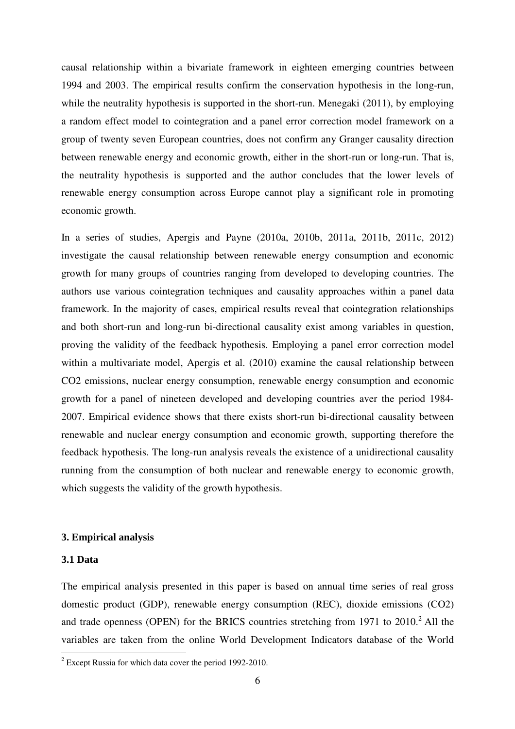causal relationship within a bivariate framework in eighteen emerging countries between 1994 and 2003. The empirical results confirm the conservation hypothesis in the long-run, while the neutrality hypothesis is supported in the short-run. Menegaki (2011), by employing a random effect model to cointegration and a panel error correction model framework on a group of twenty seven European countries, does not confirm any Granger causality direction between renewable energy and economic growth, either in the short-run or long-run. That is, the neutrality hypothesis is supported and the author concludes that the lower levels of renewable energy consumption across Europe cannot play a significant role in promoting economic growth.

In a series of studies, Apergis and Payne (2010a, 2010b, 2011a, 2011b, 2011c, 2012) investigate the causal relationship between renewable energy consumption and economic growth for many groups of countries ranging from developed to developing countries. The authors use various cointegration techniques and causality approaches within a panel data framework. In the majority of cases, empirical results reveal that cointegration relationships and both short-run and long-run bi-directional causality exist among variables in question, proving the validity of the feedback hypothesis. Employing a panel error correction model within a multivariate model, Apergis et al. (2010) examine the causal relationship between CO2 emissions, nuclear energy consumption, renewable energy consumption and economic growth for a panel of nineteen developed and developing countries aver the period 1984-2007. Empirical evidence shows that there exists short-run bi-directional causality between renewable and nuclear energy consumption and economic growth, supporting therefore the feedback hypothesis. The long-run analysis reveals the existence of a unidirectional causality running from the consumption of both nuclear and renewable energy to economic growth, which suggests the validity of the growth hypothesis.

### 3. Empirical analysis

### 3.1 Data

The empirical analysis presented in this paper is based on annual time series of real gross domestic product (GDP), renewable energy consumption (REC), dioxide emissions (CO2) and trade openness (OPEN) for the BRICS countries stretching from 1971 to 2010.[2] All the variables are taken from the online World Development Indicators database of the World

[2] Except Russia for which data cover the period 1992-2010.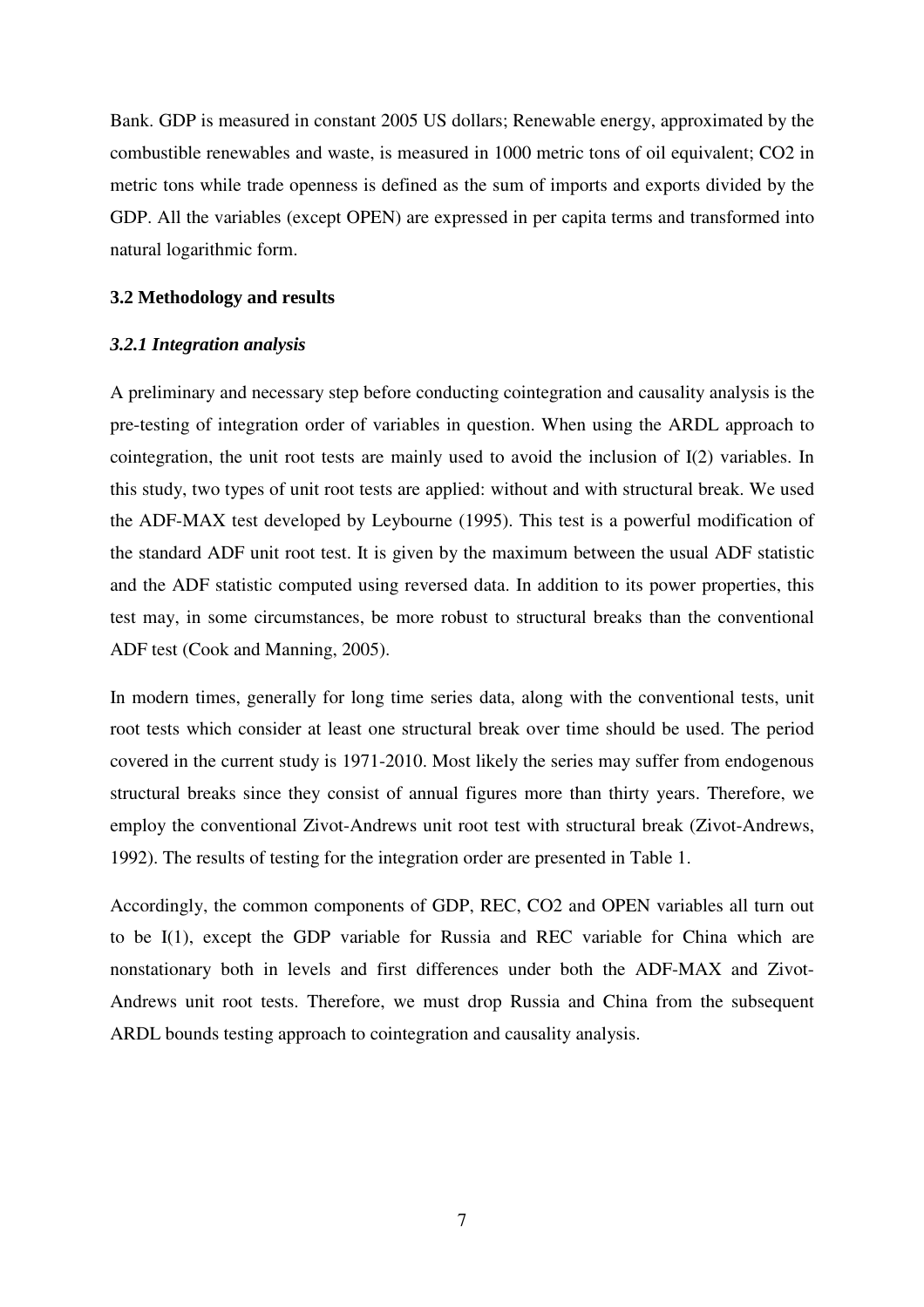Bank. GDP is measured in constant 2005 US dollars; Renewable energy, approximated by the combustible renewables and waste, is measured in 1000 metric tons of oil equivalent; $CO_2$ in metric tons while trade openness is defined as the sum of imports and exports divided by the GDP. All the variables (except OPEN) are expressed in per capita terms and transformed into natural logarithmic form.

### 3.2 Methodology and results

#### *3.2.1 Integration analysis*

A preliminary and necessary step before conducting cointegration and causality analysis is the pre-testing of integration order of variables in question. When using the ARDL approach to cointegration, the unit root tests are mainly used to avoid the inclusion of I(2) variables. In this study, two types of unit root tests are applied: without and with structural break. We used the ADF-MAX test developed by Leybourne (1995). This test is a powerful modification of the standard ADF unit root test. It is given by the maximum between the usual ADF statistic and the ADF statistic computed using reversed data. In addition to its power properties, this test may, in some circumstances, be more robust to structural breaks than the conventional ADF test (Cook and Manning, 2005).

In modern times, generally for long time series data, along with the conventional tests, unit root tests which consider at least one structural break over time should be used. The period covered in the current study is 1971-2010. Most likely the series may suffer from endogenous structural breaks since they consist of annual figures more than thirty years. Therefore, we employ the conventional Zivot-Andrews unit root test with structural break (Zivot-Andrews, 1992). The results of testing for the integration order are presented in Table 1.

Accordingly, the common components of GDP, REC, $CO_2$ and OPEN variables all turn out to be I(1), except the GDP variable for Russia and REC variable for China which are nonstationary both in levels and first differences under both the ADF-MAX and Zivot-Andrews unit root tests. Therefore, we must drop Russia and China from the subsequent ARDL bounds testing approach to cointegration and causality analysis.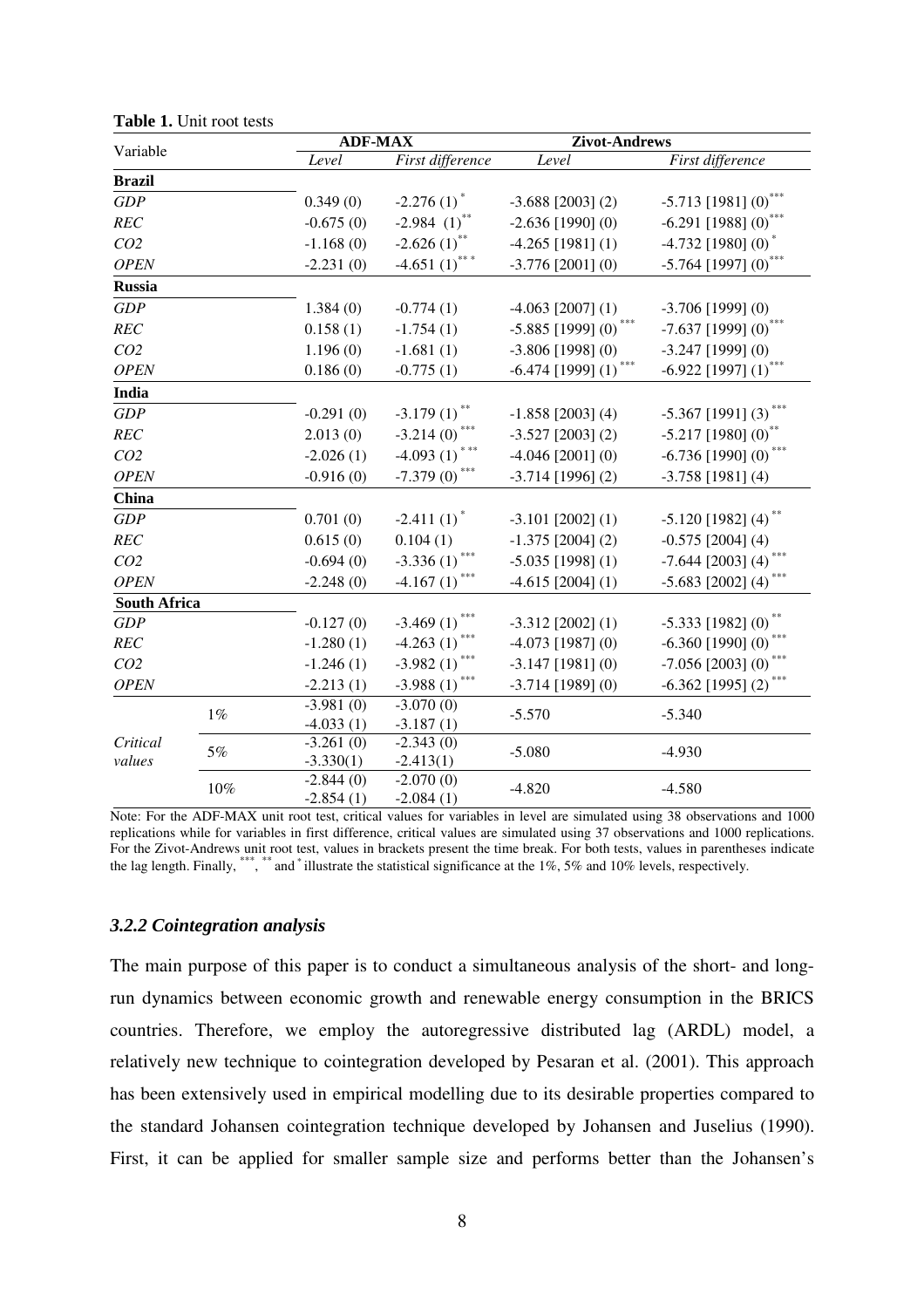**Table 1.** Unit root tests

| Variable | | ADF-MAX | | Zivot-Andrews | |
|---|---|---|---|---|---|
| | | *Level* | *First difference* | *Level* | *First difference* |
| **Brazil** | | | | | |
| *GDP* | | 0.349 (0) | -2.276 (1)* | -3.688 [2003] (2) | -5.713 [1981] (0)*** |
| *REC* | | -0.675 (0) | -2.984 (1)** | -2.636 [1990] (0) | -6.291 [1988] (0)*** |
| *CO2* | | -1.168 (0) | -2.626 (1)** | -4.265 [1981] (1) | -4.732 [1980] (0)* |
| *OPEN* | | -2.231 (0) | -4.651 (1)*** | -3.776 [2001] (0) | -5.764 [1997] (0)*** |
| **Russia** | | | | | |
| *GDP* | | 1.384 (0) | -0.774 (1) | -4.063 [2007] (1) | -3.706 [1999] (0) |
| *REC* | | 0.158 (1) | -1.754 (1) | -5.885 [1999] (0)*** | -7.637 [1999] (0)*** |
| *CO2* | | 1.196 (0) | -1.681 (1) | -3.806 [1998] (0) | -3.247 [1999] (0) |
| *OPEN* | | 0.186 (0) | -0.775 (1) | -6.474 [1999] (1)*** | -6.922 [1997] (1)*** |
| **India** | | | | | |
| *GDP* | | -0.291 (0) | -3.179 (1)** | -1.858 [2003] (4) | -5.367 [1991] (3)*** |
| *REC* | | 2.013 (0) | -3.214 (0)*** | -3.527 [2003] (2) | -5.217 [1980] (0)** |
| *CO2* | | -2.026 (1) | -4.093 (1)*** | -4.046 [2001] (0) | -6.736 [1990] (0)*** |
| *OPEN* | | -0.916 (0) | -7.379 (0)*** | -3.714 [1996] (2) | -3.758 [1981] (4) |
| **China** | | | | | |
| *GDP* | | 0.701 (0) | -2.411 (1)* | -3.101 [2002] (1) | -5.120 [1982] (4)** |
| *REC* | | 0.615 (0) | 0.104 (1) | -1.375 [2004] (2) | -0.575 [2004] (4) |
| *CO2* | | -0.694 (0) | -3.336 (1)*** | -5.035 [1998] (1) | -7.644 [2003] (4)*** |
| *OPEN* | | -2.248 (0) | -4.167 (1)*** | -4.615 [2004] (1) | -5.683 [2002] (4)*** |
| **South Africa** | | | | | |
| *GDP* | | -0.127 (0) | -3.469 (1)*** | -3.312 [2002] (1) | -5.333 [1982] (0)** |
| *REC* | | -1.280 (1) | -4.263 (1)*** | -4.073 [1987] (0) | -6.360 [1990] (0)*** |
| *CO2* | | -1.246 (1) | -3.982 (1)*** | -3.147 [1981] (0) | -7.056 [2003] (0)*** |
| *OPEN* | | -2.213 (1) | -3.988 (1)*** | -3.714 [1989] (0) | -6.362 [1995] (2)*** |
| *Critical values* | 1% | -3.981 (0) -4.033 (1) | -3.070 (0) -3.187 (1) | -5.570 | -5.340 |
| | 5% | -3.261 (0) -3.330(1) | -2.343 (0) -2.413(1) | -5.080 | -4.930 |
| | 10% | -2.844 (0) -2.854 (1) | -2.070 (0) -2.084 (1) | -4.820 | -4.580 |

Note: For the ADF-MAX unit root test, critical values for variables in level are simulated using 38 observations and 1000 replications while for variables in first difference, critical values are simulated using 37 observations and 1000 replications. For the Zivot-Andrews unit root test, values in brackets present the time break. For both tests, values in parentheses indicate the lag length. Finally, ***, ** and * illustrate the statistical significance at the 1%, 5% and 10% levels, respectively.

### *3.2.2 Cointegration analysis*

The main purpose of this paper is to conduct a simultaneous analysis of the short- and long-run dynamics between economic growth and renewable energy consumption in the BRICS countries. Therefore, we employ the autoregressive distributed lag (ARDL) model, a relatively new technique to cointegration developed by Pesaran et al. (2001). This approach has been extensively used in empirical modelling due to its desirable properties compared to the standard Johansen cointegration technique developed by Johansen and Juselius (1990). First, it can be applied for smaller sample size and performs better than the Johansen's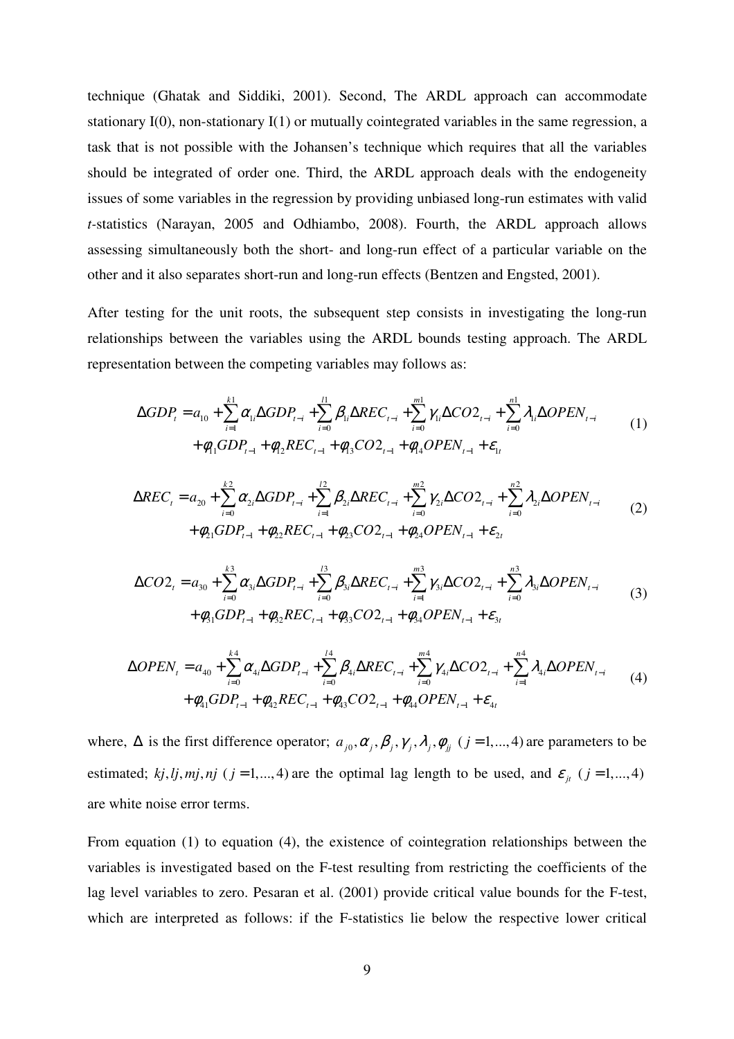technique (Ghatak and Siddiki, 2001). Second, The ARDL approach can accommodate stationary I(0), non-stationary I(1) or mutually cointegrated variables in the same regression, a task that is not possible with the Johansen's technique which requires that all the variables should be integrated of order one. Third, the ARDL approach deals with the endogeneity issues of some variables in the regression by providing unbiased long-run estimates with valid *t*-statistics (Narayan, 2005 and Odhiambo, 2008). Fourth, the ARDL approach allows assessing simultaneously both the short- and long-run effect of a particular variable on the other and it also separates short-run and long-run effects (Bentzen and Engsted, 2001).

After testing for the unit roots, the subsequent step consists in investigating the long-run relationships between the variables using the ARDL bounds testing approach. The ARDL representation between the competing variables may follows as:

$$\Delta GDP_t = a_{10} + \sum_{i=1}^{k1} \alpha_{1i} \Delta GDP_{t-i} + \sum_{i=0}^{l1} \beta_{1i} \Delta REC_{t-i} + \sum_{i=0}^{m1} \gamma_{1i} \Delta CO2_{t-i} + \sum_{i=0}^{n1} \lambda_{1i} \Delta OPEN_{t-i} + \phi_{11} GDP_{t-1} + \phi_{12} REC_{t-1} + \phi_{13} CO2_{t-1} + \phi_{14} OPEN_{t-1} + \varepsilon_{1t} \quad (1)$$

$$\Delta REC_t = a_{20} + \sum_{i=0}^{k2} \alpha_{2i} \Delta GDP_{t-i} + \sum_{i=1}^{l2} \beta_{2i} \Delta REC_{t-i} + \sum_{i=0}^{m2} \gamma_{2i} \Delta CO2_{t-i} + \sum_{i=0}^{n2} \lambda_{2i} \Delta OPEN_{t-i} + \phi_{21} GDP_{t-1} + \phi_{22} REC_{t-1} + \phi_{23} CO2_{t-1} + \phi_{24} OPEN_{t-1} + \varepsilon_{2t} \quad (2)$$

$$\Delta CO2_t = a_{30} + \sum_{i=0}^{k3} \alpha_{3i} \Delta GDP_{t-i} + \sum_{i=0}^{l3} \beta_{3i} \Delta REC_{t-i} + \sum_{i=1}^{m3} \gamma_{3i} \Delta CO2_{t-i} + \sum_{i=0}^{n3} \lambda_{3i} \Delta OPEN_{t-i} + \phi_{31} GDP_{t-1} + \phi_{32} REC_{t-1} + \phi_{33} CO2_{t-1} + \phi_{34} OPEN_{t-1} + \varepsilon_{3t} \quad (3)$$

$$\Delta OPEN_t = a_{40} + \sum_{i=0}^{k4} \alpha_{4i} \Delta GDP_{t-i} + \sum_{i=0}^{l4} \beta_{4i} \Delta REC_{t-i} + \sum_{i=0}^{m4} \gamma_{4i} \Delta CO2_{t-i} + \sum_{i=1}^{n4} \lambda_{4i} \Delta OPEN_{t-i} + \phi_{41} GDP_{t-1} + \phi_{42} REC_{t-1} + \phi_{43} CO2_{t-1} + \phi_{44} OPEN_{t-1} + \varepsilon_{4t} \quad (4)$$

where, $\Delta$ is the first difference operator; $a_{j0}, \alpha_j, \beta_j, \gamma_j, \lambda_j, \phi_{jj}$ $(j = 1,...,4)$ are parameters to be estimated; $kj, lj, mj, nj$ $(j = 1,...,4)$ are the optimal lag length to be used, and $\varepsilon_{jt}$ $(j = 1,...,4)$ are white noise error terms.

From equation (1) to equation (4), the existence of cointegration relationships between the variables is investigated based on the F-test resulting from restricting the coefficients of the lag level variables to zero. Pesaran et al. (2001) provide critical value bounds for the F-test, which are interpreted as follows: if the F-statistics lie below the respective lower critical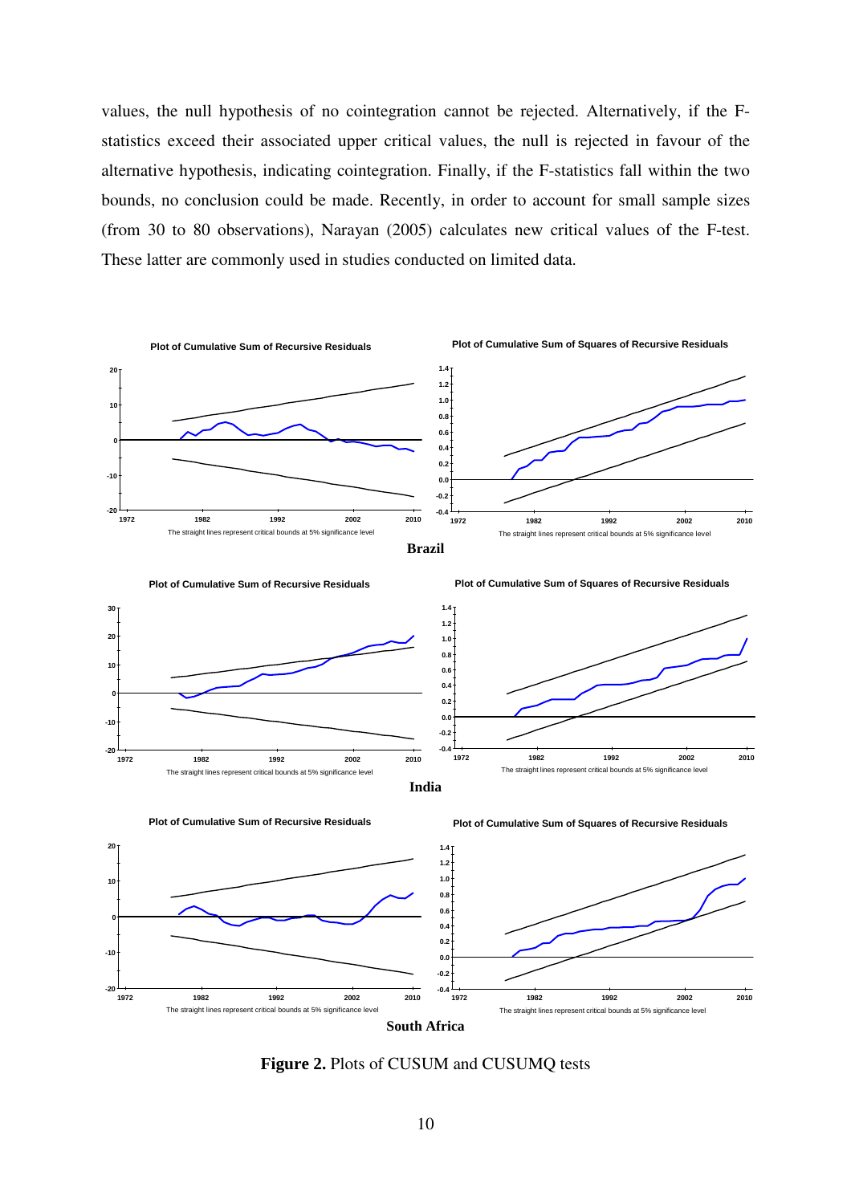values, the null hypothesis of no cointegration cannot be rejected. Alternatively, if the F-statistics exceed their associated upper critical values, the null is rejected in favour of the alternative hypothesis, indicating cointegration. Finally, if the F-statistics fall within the two bounds, no conclusion could be made. Recently, in order to account for small sample sizes (from 30 to 80 observations), Narayan (2005) calculates new critical values of the F-test. These latter are commonly used in studies conducted on limited data.

**Brazil**

**India**

**South Africa**

**Figure 2.** Plots of CUSUM and CUSUMQ tests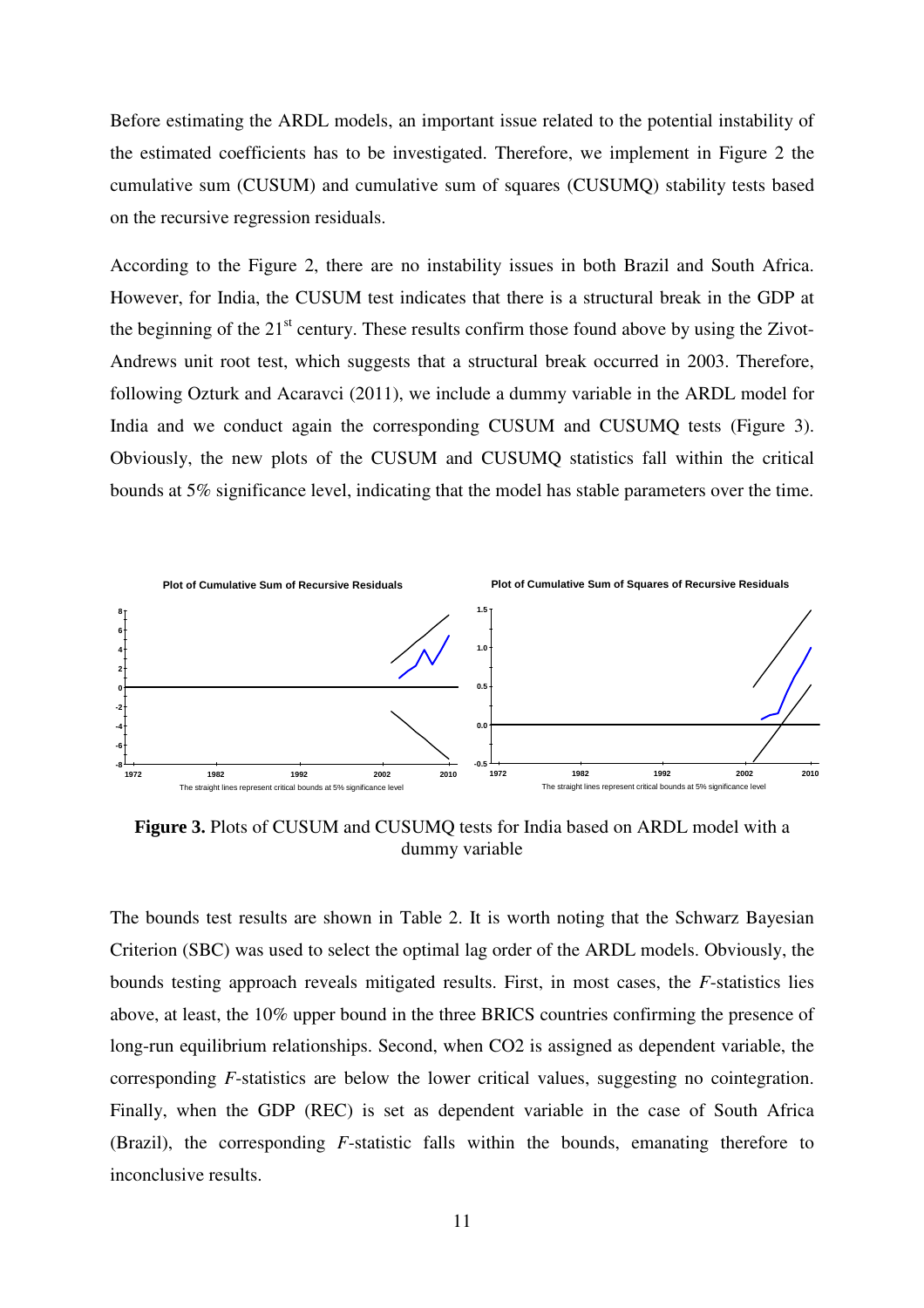Before estimating the ARDL models, an important issue related to the potential instability of the estimated coefficients has to be investigated. Therefore, we implement in Figure 2 the cumulative sum (CUSUM) and cumulative sum of squares (CUSUMQ) stability tests based on the recursive regression residuals.

According to the Figure 2, there are no instability issues in both Brazil and South Africa. However, for India, the CUSUM test indicates that there is a structural break in the GDP at the beginning of the 21st century. These results confirm those found above by using the Zivot-Andrews unit root test, which suggests that a structural break occurred in 2003. Therefore, following Ozturk and Acaravci (2011), we include a dummy variable in the ARDL model for India and we conduct again the corresponding CUSUM and CUSUMQ tests (Figure 3). Obviously, the new plots of the CUSUM and CUSUMQ statistics fall within the critical bounds at 5% significance level, indicating that the model has stable parameters over the time.

**Figure 3.** Plots of CUSUM and CUSUMQ tests for India based on ARDL model with a dummy variable

The bounds test results are shown in Table 2. It is worth noting that the Schwarz Bayesian Criterion (SBC) was used to select the optimal lag order of the ARDL models. Obviously, the bounds testing approach reveals mitigated results. First, in most cases, the *F*-statistics lies above, at least, the 10% upper bound in the three BRICS countries confirming the presence of long-run equilibrium relationships. Second, when $CO_2$ is assigned as dependent variable, the corresponding *F*-statistics are below the lower critical values, suggesting no cointegration. Finally, when the GDP (REC) is set as dependent variable in the case of South Africa (Brazil), the corresponding *F*-statistic falls within the bounds, emanating therefore to inconclusive results.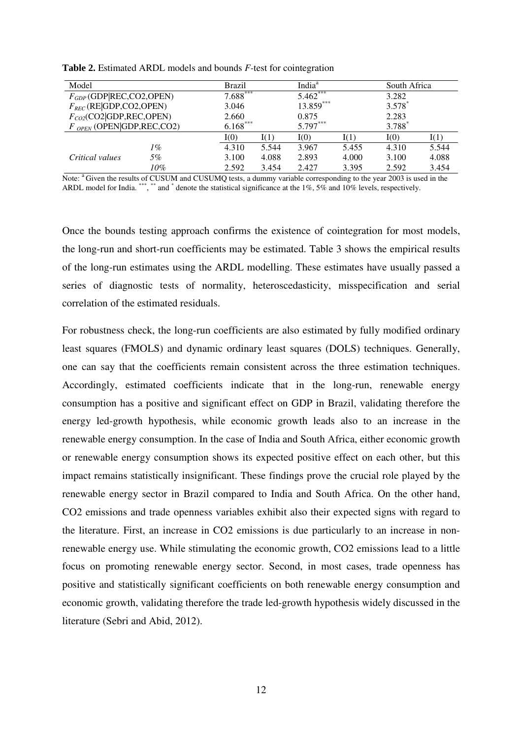**Table 2.** Estimated ARDL models and bounds $F$-test for cointegration

| Model | | Brazil | | India[a] | | South Africa | |
|---|---|---|---|---|---|---|---|
| $F_{GDP}$ (GDP\|REC,CO2,OPEN) | | 7.688*** | | 5.462*** | | 3.282 | |
| $F_{REC}$ (RE\|GDP,CO2,OPEN) | | 3.046 | | 13.859*** | | 3.578* | |
| $F_{CO2}$(CO2\|GDP,REC,OPEN) | | 2.660 | | 0.875 | | 2.283 | |
| $F_{OPEN}$ (OPEN\|GDP,REC,CO2) | | 6.168*** | | 5.797*** | | 3.788* | |
| | | I(0) | I(1) | I(0) | I(1) | I(0) | I(1) |
| | *1%* | 4.310 | 5.544 | 3.967 | 5.455 | 4.310 | 5.544 |
| *Critical values* | *5%* | 3.100 | 4.088 | 2.893 | 4.000 | 3.100 | 4.088 |
| | *10%* | 2.592 | 3.454 | 2.427 | 3.395 | 2.592 | 3.454 |

Note: [a] Given the results of CUSUM and CUSUMQ tests, a dummy variable corresponding to the year 2003 is used in the ARDL model for India. ***, ** and * denote the statistical significance at the 1%, 5% and 10% levels, respectively.

Once the bounds testing approach confirms the existence of cointegration for most models, the long-run and short-run coefficients may be estimated. Table 3 shows the empirical results of the long-run estimates using the ARDL modelling. These estimates have usually passed a series of diagnostic tests of normality, heteroscedasticity, misspecification and serial correlation of the estimated residuals.

For robustness check, the long-run coefficients are also estimated by fully modified ordinary least squares (FMOLS) and dynamic ordinary least squares (DOLS) techniques. Generally, one can say that the coefficients remain consistent across the three estimation techniques. Accordingly, estimated coefficients indicate that in the long-run, renewable energy consumption has a positive and significant effect on GDP in Brazil, validating therefore the energy led-growth hypothesis, while economic growth leads also to an increase in the renewable energy consumption. In the case of India and South Africa, either economic growth or renewable energy consumption shows its expected positive effect on each other, but this impact remains statistically insignificant. These findings prove the crucial role played by the renewable energy sector in Brazil compared to India and South Africa. On the other hand, CO2 emissions and trade openness variables exhibit also their expected signs with regard to the literature. First, an increase in CO2 emissions is due particularly to an increase in non-renewable energy use. While stimulating the economic growth, CO2 emissions lead to a little focus on promoting renewable energy sector. Second, in most cases, trade openness has positive and statistically significant coefficients on both renewable energy consumption and economic growth, validating therefore the trade led-growth hypothesis widely discussed in the literature (Sebri and Abid, 2012).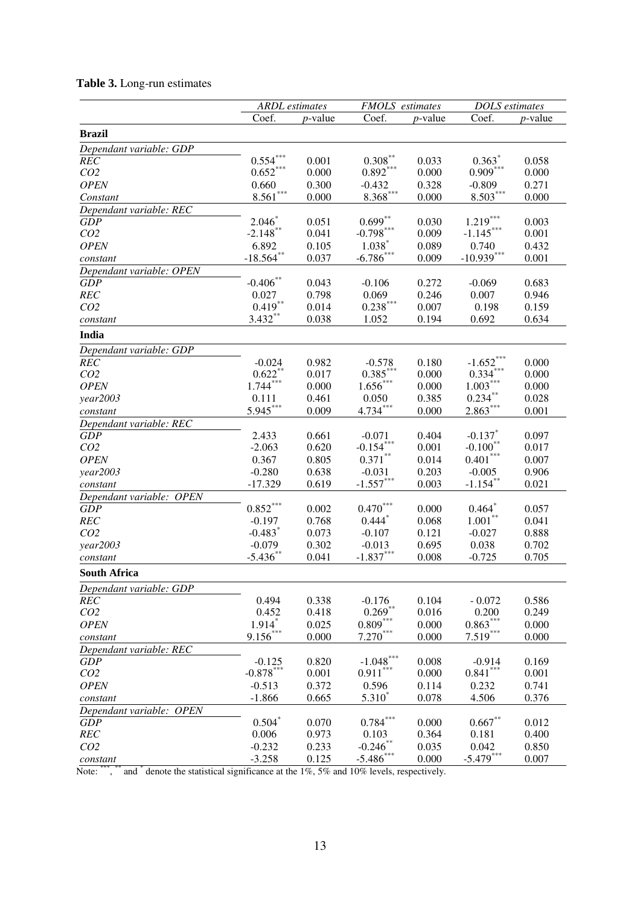**Table 3.** Long-run estimates

| | *ARDL estimates* | | *FMOLS estimates* | | *DOLS estimates* | |
|---|---|---|---|---|---|---|
| | Coef. | *p*-value | Coef. | *p*-value | Coef. | *p*-value |
| **Brazil** | | | | | | |
| *Dependant variable: GDP* | | | | | | |
| *REC* | 0.554*** | 0.001 | 0.308** | 0.033 | 0.363* | 0.058 |
| *CO2* | 0.652*** | 0.000 | 0.892*** | 0.000 | 0.909*** | 0.000 |
| *OPEN* | 0.660 | 0.300 | -0.432 | 0.328 | -0.809 | 0.271 |
| *Constant* | 8.561*** | 0.000 | 8.368*** | 0.000 | 8.503*** | 0.000 |
| *Dependant variable: REC* | | | | | | |
| *GDP* | 2.046* | 0.051 | 0.699** | 0.030 | 1.219*** | 0.003 |
| *CO2* | -2.148** | 0.041 | -0.798*** | 0.009 | -1.145*** | 0.001 |
| *OPEN* | 6.892 | 0.105 | 1.038* | 0.089 | 0.740 | 0.432 |
| *constant* | -18.564** | 0.037 | -6.786*** | 0.009 | -10.939*** | 0.001 |
| *Dependant variable: OPEN* | | | | | | |
| *GDP* | -0.406** | 0.043 | -0.106 | 0.272 | -0.069 | 0.683 |
| *REC* | 0.027 | 0.798 | 0.069 | 0.246 | 0.007 | 0.946 |
| *CO2* | 0.419** | 0.014 | 0.238*** | 0.007 | 0.198 | 0.159 |
| *constant* | 3.432** | 0.038 | 1.052 | 0.194 | 0.692 | 0.634 |
| **India** | | | | | | |
| *Dependant variable: GDP* | | | | | | |
| *REC* | -0.024 | 0.982 | -0.578 | 0.180 | -1.652*** | 0.000 |
| *CO2* | 0.622** | 0.017 | 0.385*** | 0.000 | 0.334*** | 0.000 |
| *OPEN* | 1.744*** | 0.000 | 1.656*** | 0.000 | 1.003*** | 0.000 |
| *year2003* | 0.111 | 0.461 | 0.050 | 0.385 | 0.234** | 0.028 |
| *constant* | 5.945*** | 0.009 | 4.734*** | 0.000 | 2.863*** | 0.001 |
| *Dependant variable: REC* | | | | | | |
| *GDP* | 2.433 | 0.661 | -0.071 | 0.404 | -0.137* | 0.097 |
| *CO2* | -2.063 | 0.620 | -0.154*** | 0.001 | -0.100** | 0.017 |
| *OPEN* | 0.367 | 0.805 | 0.371** | 0.014 | 0.401*** | 0.007 |
| *year2003* | -0.280 | 0.638 | -0.031 | 0.203 | -0.005 | 0.906 |
| *constant* | -17.329 | 0.619 | -1.557*** | 0.003 | -1.154** | 0.021 |
| *Dependant variable: OPEN* | | | | | | |
| *GDP* | 0.852*** | 0.002 | 0.470*** | 0.000 | 0.464* | 0.057 |
| *REC* | -0.197 | 0.768 | 0.444* | 0.068 | 1.001** | 0.041 |
| *CO2* | -0.483* | 0.073 | -0.107 | 0.121 | -0.027 | 0.888 |
| *year2003* | -0.079 | 0.302 | -0.013 | 0.695 | 0.038 | 0.702 |
| *constant* | -5.436** | 0.041 | -1.837*** | 0.008 | -0.725 | 0.705 |
| **South Africa** | | | | | | |
| *Dependant variable: GDP* | | | | | | |
| *REC* | 0.494 | 0.338 | -0.176 | 0.104 | - 0.072 | 0.586 |
| *CO2* | 0.452 | 0.418 | 0.269** | 0.016 | 0.200 | 0.249 |
| *OPEN* | 1.914* | 0.025 | 0.809*** | 0.000 | 0.863*** | 0.000 |
| *constant* | 9.156*** | 0.000 | 7.270*** | 0.000 | 7.519*** | 0.000 |
| *Dependant variable: REC* | | | | | | |
| *GDP* | -0.125 | 0.820 | -1.048*** | 0.008 | -0.914 | 0.169 |
| *CO2* | -0.878*** | 0.001 | 0.911*** | 0.000 | 0.841*** | 0.001 |
| *OPEN* | -0.513 | 0.372 | 0.596 | 0.114 | 0.232 | 0.741 |
| *constant* | -1.866 | 0.665 | 5.310* | 0.078 | 4.506 | 0.376 |
| *Dependant variable: OPEN* | | | | | | |
| *GDP* | 0.504* | 0.070 | 0.784*** | 0.000 | 0.667** | 0.012 |
| *REC* | 0.006 | 0.973 | 0.103 | 0.364 | 0.181 | 0.400 |
| *CO2* | -0.232 | 0.233 | -0.246** | 0.035 | 0.042 | 0.850 |
| *constant* | -3.258 | 0.125 | -5.486*** | 0.000 | -5.479*** | 0.007 |

Note: ***, ** and * denote the statistical significance at the 1%, 5% and 10% levels, respectively.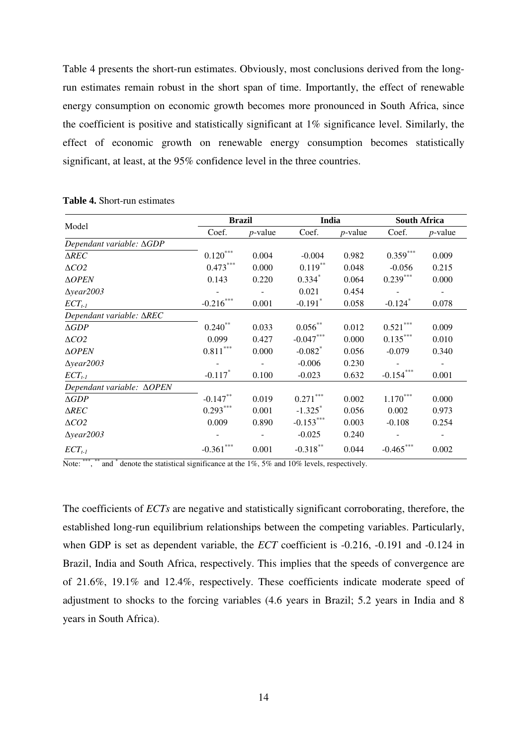Table 4 presents the short-run estimates. Obviously, most conclusions derived from the long-run estimates remain robust in the short span of time. Importantly, the effect of renewable energy consumption on economic growth becomes more pronounced in South Africa, since the coefficient is positive and statistically significant at 1% significance level. Similarly, the effect of economic growth on renewable energy consumption becomes statistically significant, at least, at the 95% confidence level in the three countries.

**Table 4.** Short-run estimates

| Model | Brazil | | India | | South Africa | |
|---|---|---|---|---|---|---|
| | Coef. | *p*-value | Coef. | *p*-value | Coef. | *p*-value |
| *Dependant variable:* $\Delta GDP$ | | | | | | |
| $\Delta REC$ | $0.120^{***}$ | 0.004 | -0.004 | 0.982 | $0.359^{***}$ | 0.009 |
| $\Delta CO2$ | $0.473^{***}$ | 0.000 | $0.119^{**}$ | 0.048 | -0.056 | 0.215 |
| $\Delta OPEN$ | 0.143 | 0.220 | $0.334^{*}$ | 0.064 | $0.239^{***}$ | 0.000 |
| $\Delta year2003$ | - | - | 0.021 | 0.454 | - | - |
| $ECT_{t-1}$ | $-0.216^{***}$ | 0.001 | $-0.191^{*}$ | 0.058 | $-0.124^{*}$ | 0.078 |
| *Dependant variable:* $\Delta REC$ | | | | | | |
| $\Delta GDP$ | $0.240^{**}$ | 0.033 | $0.056^{**}$ | 0.012 | $0.521^{***}$ | 0.009 |
| $\Delta CO2$ | 0.099 | 0.427 | $-0.047^{***}$ | 0.000 | $0.135^{***}$ | 0.010 |
| $\Delta OPEN$ | $0.811^{***}$ | 0.000 | $-0.082^{*}$ | 0.056 | -0.079 | 0.340 |
| $\Delta year2003$ | - | - | -0.006 | 0.230 | - | - |
| $ECT_{t-1}$ | $-0.117^{*}$ | 0.100 | -0.023 | 0.632 | $-0.154^{***}$ | 0.001 |
| *Dependant variable:* $\Delta OPEN$ | | | | | | |
| $\Delta GDP$ | $-0.147^{**}$ | 0.019 | $0.271^{***}$ | 0.002 | $1.170^{***}$ | 0.000 |
| $\Delta REC$ | $0.293^{***}$ | 0.001 | $-1.325^{*}$ | 0.056 | 0.002 | 0.973 |
| $\Delta CO2$ | 0.009 | 0.890 | $-0.153^{***}$ | 0.003 | -0.108 | 0.254 |
| $\Delta year2003$ | - | - | -0.025 | 0.240 | - | - |
| $ECT_{t-1}$ | $-0.361^{***}$ | 0.001 | $-0.318^{**}$ | 0.044 | $-0.465^{***}$ | 0.002 |

Note: $^{***}$, $^{**}$ and $^{*}$ denote the statistical significance at the 1%, 5% and 10% levels, respectively.

The coefficients of *ECTs* are negative and statistically significant corroborating, therefore, the established long-run equilibrium relationships between the competing variables. Particularly, when GDP is set as dependent variable, the *ECT* coefficient is -0.216, -0.191 and -0.124 in Brazil, India and South Africa, respectively. This implies that the speeds of convergence are of 21.6%, 19.1% and 12.4%, respectively. These coefficients indicate moderate speed of adjustment to shocks to the forcing variables (4.6 years in Brazil; 5.2 years in India and 8 years in South Africa).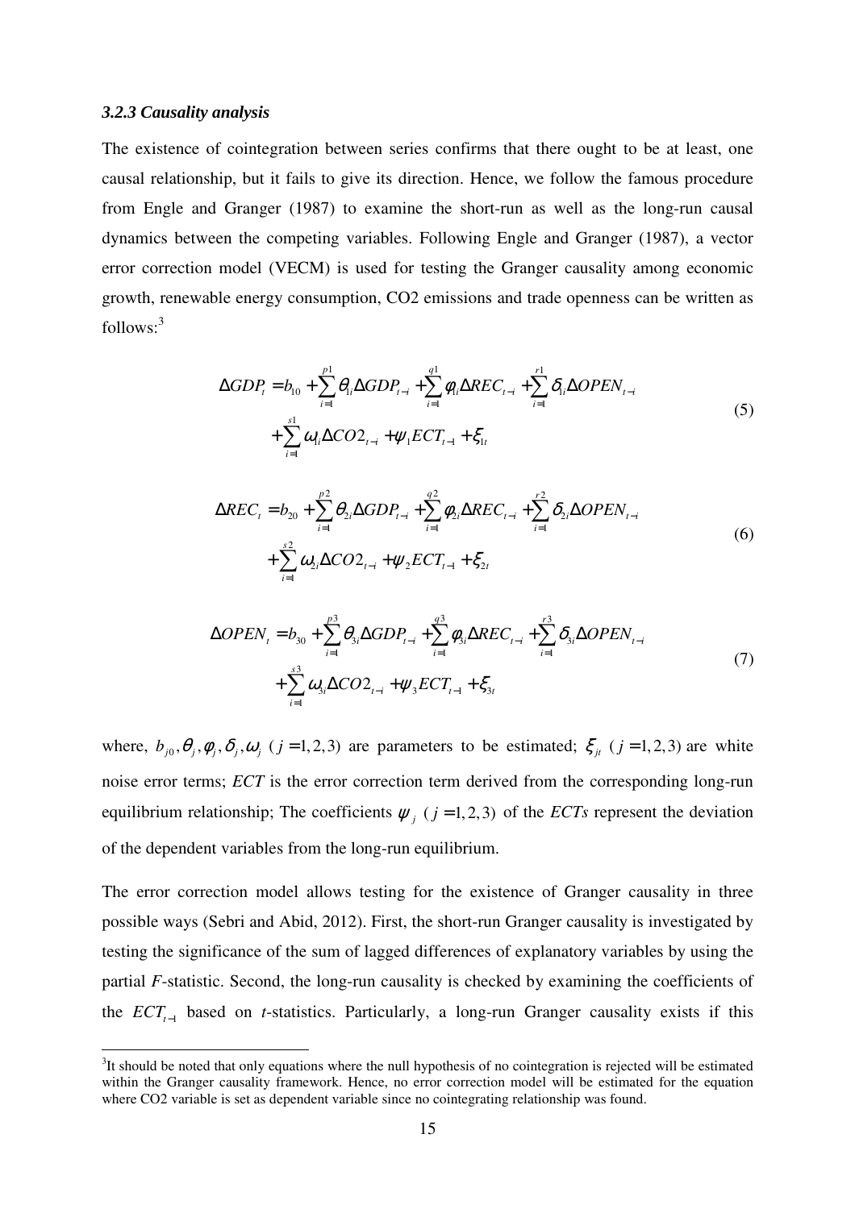### *3.2.3 Causality analysis*

The existence of cointegration between series confirms that there ought to be at least, one causal relationship, but it fails to give its direction. Hence, we follow the famous procedure from Engle and Granger (1987) to examine the short-run as well as the long-run causal dynamics between the competing variables. Following Engle and Granger (1987), a vector error correction model (VECM) is used for testing the Granger causality among economic growth, renewable energy consumption, CO2 emissions and trade openness can be written as follows:[3]

$$\Delta GDP_t = b_{10} + \sum_{i=1}^{p1} \theta_{1i} \Delta GDP_{t-i} + \sum_{i=1}^{q1} \phi_{1i} \Delta REC_{t-i} + \sum_{i=1}^{r1} \delta_{1i} \Delta OPEN_{t-i} + \sum_{i=1}^{s1} \omega_{1i} \Delta CO2_{t-i} + \psi_1 ECT_{t-1} + \xi_{1t} \quad (5)$$

$$\Delta REC_t = b_{20} + \sum_{i=1}^{p2} \theta_{2i} \Delta GDP_{t-i} + \sum_{i=1}^{q2} \phi_{2i} \Delta REC_{t-i} + \sum_{i=1}^{r2} \delta_{2i} \Delta OPEN_{t-i} + \sum_{i=1}^{s2} \omega_{2i} \Delta CO2_{t-i} + \psi_2 ECT_{t-1} + \xi_{2t} \quad (6)$$

$$\Delta OPEN_t = b_{30} + \sum_{i=1}^{p3} \theta_{3i} \Delta GDP_{t-i} + \sum_{i=1}^{q3} \phi_{3i} \Delta REC_{t-i} + \sum_{i=1}^{r3} \delta_{3i} \Delta OPEN_{t-i} + \sum_{i=1}^{s3} \omega_{3i} \Delta CO2_{t-i} + \psi_3 ECT_{t-1} + \xi_{3t} \quad (7)$$

where, $b_{j0}, \theta_j, \phi_j, \delta_j, \omega_j$ $(j = 1,2,3)$ are parameters to be estimated; $\xi_{jt}$ $(j = 1,2,3)$ are white noise error terms; *ECT* is the error correction term derived from the corresponding long-run equilibrium relationship; The coefficients $\psi_j$ $(j = 1,2,3)$ of the *ECTs* represent the deviation of the dependent variables from the long-run equilibrium.

The error correction model allows testing for the existence of Granger causality in three possible ways (Sebri and Abid, 2012). First, the short-run Granger causality is investigated by testing the significance of the sum of lagged differences of explanatory variables by using the partial *F*-statistic. Second, the long-run causality is checked by examining the coefficients of the $ECT_{t-1}$ based on *t*-statistics. Particularly, a long-run Granger causality exists if this

[3]It should be noted that only equations where the null hypothesis of no cointegration is rejected will be estimated within the Granger causality framework. Hence, no error correction model will be estimated for the equation where CO2 variable is set as dependent variable since no cointegrating relationship was found.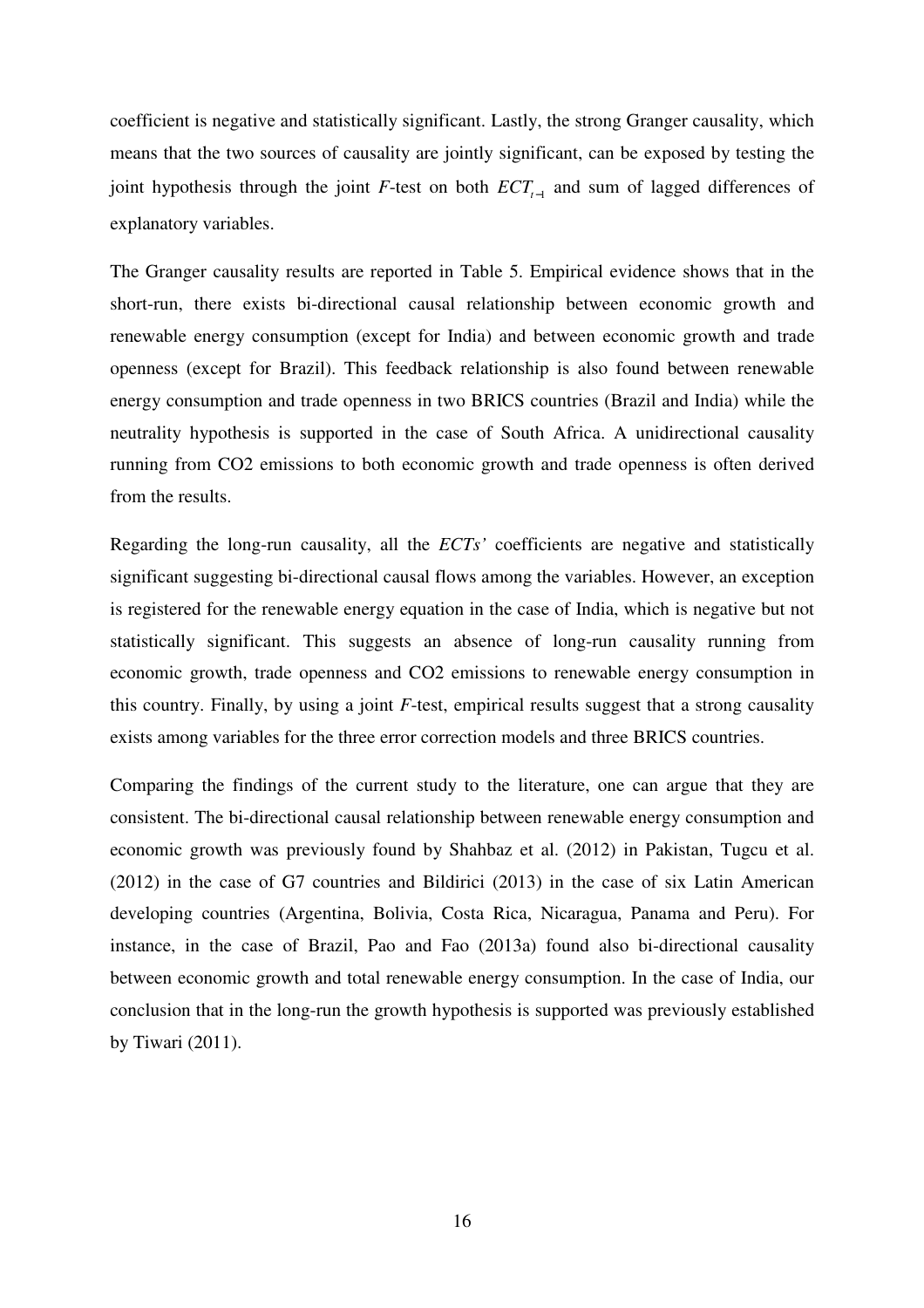coefficient is negative and statistically significant. Lastly, the strong Granger causality, which means that the two sources of causality are jointly significant, can be exposed by testing the joint hypothesis through the joint *F*-test on both $ECT_{t-1}$ and sum of lagged differences of explanatory variables.

The Granger causality results are reported in Table 5. Empirical evidence shows that in the short-run, there exists bi-directional causal relationship between economic growth and renewable energy consumption (except for India) and between economic growth and trade openness (except for Brazil). This feedback relationship is also found between renewable energy consumption and trade openness in two BRICS countries (Brazil and India) while the neutrality hypothesis is supported in the case of South Africa. A unidirectional causality running from CO2 emissions to both economic growth and trade openness is often derived from the results.

Regarding the long-run causality, all the *ECTs'* coefficients are negative and statistically significant suggesting bi-directional causal flows among the variables. However, an exception is registered for the renewable energy equation in the case of India, which is negative but not statistically significant. This suggests an absence of long-run causality running from economic growth, trade openness and CO2 emissions to renewable energy consumption in this country. Finally, by using a joint *F*-test, empirical results suggest that a strong causality exists among variables for the three error correction models and three BRICS countries.

Comparing the findings of the current study to the literature, one can argue that they are consistent. The bi-directional causal relationship between renewable energy consumption and economic growth was previously found by Shahbaz et al. (2012) in Pakistan, Tugcu et al. (2012) in the case of G7 countries and Bildirici (2013) in the case of six Latin American developing countries (Argentina, Bolivia, Costa Rica, Nicaragua, Panama and Peru). For instance, in the case of Brazil, Pao and Fao (2013a) found also bi-directional causality between economic growth and total renewable energy consumption. In the case of India, our conclusion that in the long-run the growth hypothesis is supported was previously established by Tiwari (2011).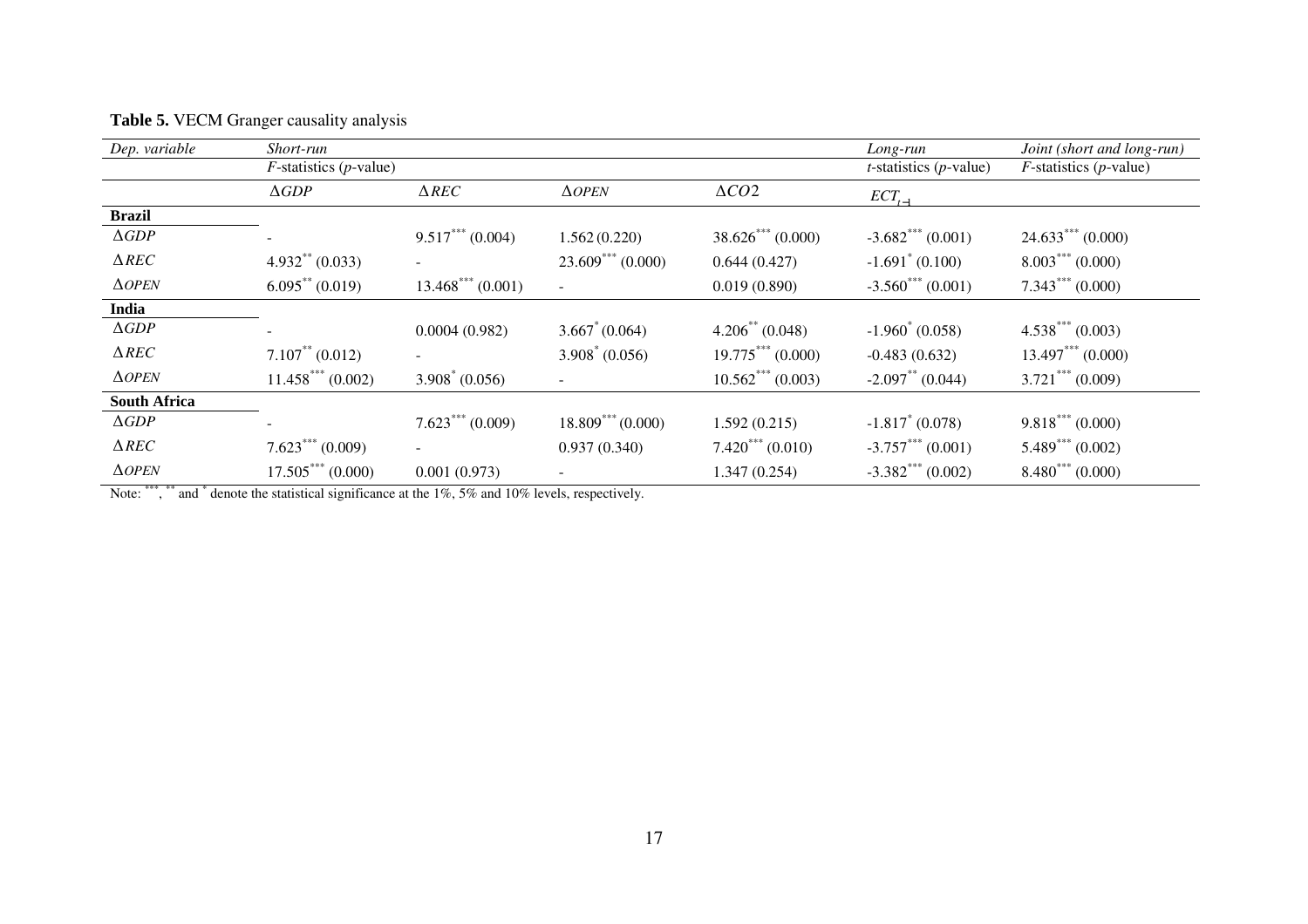**Table 5.** VECM Granger causality analysis

| *Dep. variable* | *Short-run* | | | | *Long-run* | *Joint (short and long-run)* |
|---|---|---|---|---|---|---|
| | *F*-statistics (*p*-value) | | | | *t*-statistics (*p*-value) | *F*-statistics (*p*-value) |
| | $\Delta GDP$ | $\Delta REC$ | $\Delta OPEN$ | $\Delta CO2$ | $ECT_{t-1}$ | |
| **Brazil** | | | | | | |
| $\Delta GDP$ | - | $9.517^{***}$ (0.004) | 1.562 (0.220) | $38.626^{***}$ (0.000) | $-3.682^{***}$ (0.001) | $24.633^{***}$ (0.000) |
| $\Delta REC$ | $4.932^{**}$ (0.033) | - | $23.609^{***}$ (0.000) | 0.644 (0.427) | $-1.691^{*}$ (0.100) | $8.003^{***}$ (0.000) |
| $\Delta OPEN$ | $6.095^{**}$ (0.019) | $13.468^{***}$ (0.001) | - | 0.019 (0.890) | $-3.560^{***}$ (0.001) | $7.343^{***}$ (0.000) |
| **India** | | | | | | |
| $\Delta GDP$ | - | 0.0004 (0.982) | $3.667^{*}$ (0.064) | $4.206^{**}$ (0.048) | $-1.960^{*}$ (0.058) | $4.538^{***}$ (0.003) |
| $\Delta REC$ | $7.107^{**}$ (0.012) | - | $3.908^{*}$ (0.056) | $19.775^{***}$ (0.000) | -0.483 (0.632) | $13.497^{***}$ (0.000) |
| $\Delta OPEN$ | $11.458^{***}$ (0.002) | $3.908^{*}$ (0.056) | - | $10.562^{***}$ (0.003) | $-2.097^{**}$ (0.044) | $3.721^{***}$ (0.009) |
| **South Africa** | | | | | | |
| $\Delta GDP$ | - | $7.623^{***}$ (0.009) | $18.809^{***}$ (0.000) | 1.592 (0.215) | $-1.817^{*}$ (0.078) | $9.818^{***}$ (0.000) |
| $\Delta REC$ | $7.623^{***}$ (0.009) | - | 0.937 (0.340) | $7.420^{***}$ (0.010) | $-3.757^{***}$ (0.001) | $5.489^{***}$ (0.002) |
| $\Delta OPEN$ | $17.505^{***}$ (0.000) | 0.001 (0.973) | - | 1.347 (0.254) | $-3.382^{***}$ (0.002) | $8.480^{***}$ (0.000) |

Note: $^{***}$, $^{**}$ and $^{*}$ denote the statistical significance at the 1%, 5% and 10% levels, respectively.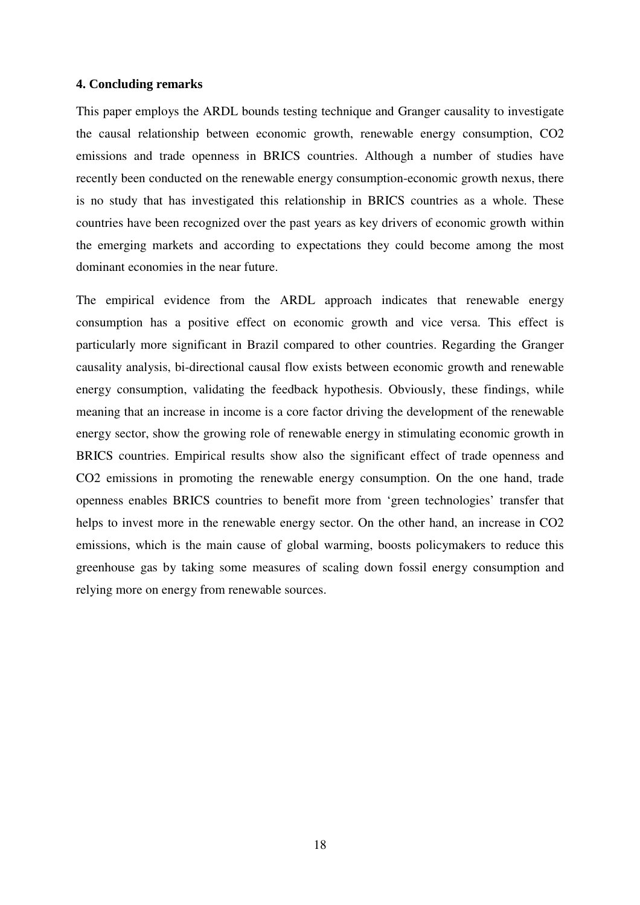#### 4. Concluding remarks

This paper employs the ARDL bounds testing technique and Granger causality to investigate the causal relationship between economic growth, renewable energy consumption, $CO_2$ emissions and trade openness in BRICS countries. Although a number of studies have recently been conducted on the renewable energy consumption-economic growth nexus, there is no study that has investigated this relationship in BRICS countries as a whole. These countries have been recognized over the past years as key drivers of economic growth within the emerging markets and according to expectations they could become among the most dominant economies in the near future.

The empirical evidence from the ARDL approach indicates that renewable energy consumption has a positive effect on economic growth and vice versa. This effect is particularly more significant in Brazil compared to other countries. Regarding the Granger causality analysis, bi-directional causal flow exists between economic growth and renewable energy consumption, validating the feedback hypothesis. Obviously, these findings, while meaning that an increase in income is a core factor driving the development of the renewable energy sector, show the growing role of renewable energy in stimulating economic growth in BRICS countries. Empirical results show also the significant effect of trade openness and $CO_2$ emissions in promoting the renewable energy consumption. On the one hand, trade openness enables BRICS countries to benefit more from 'green technologies' transfer that helps to invest more in the renewable energy sector. On the other hand, an increase in $CO_2$ emissions, which is the main cause of global warming, boosts policymakers to reduce this greenhouse gas by taking some measures of scaling down fossil energy consumption and relying more on energy from renewable sources.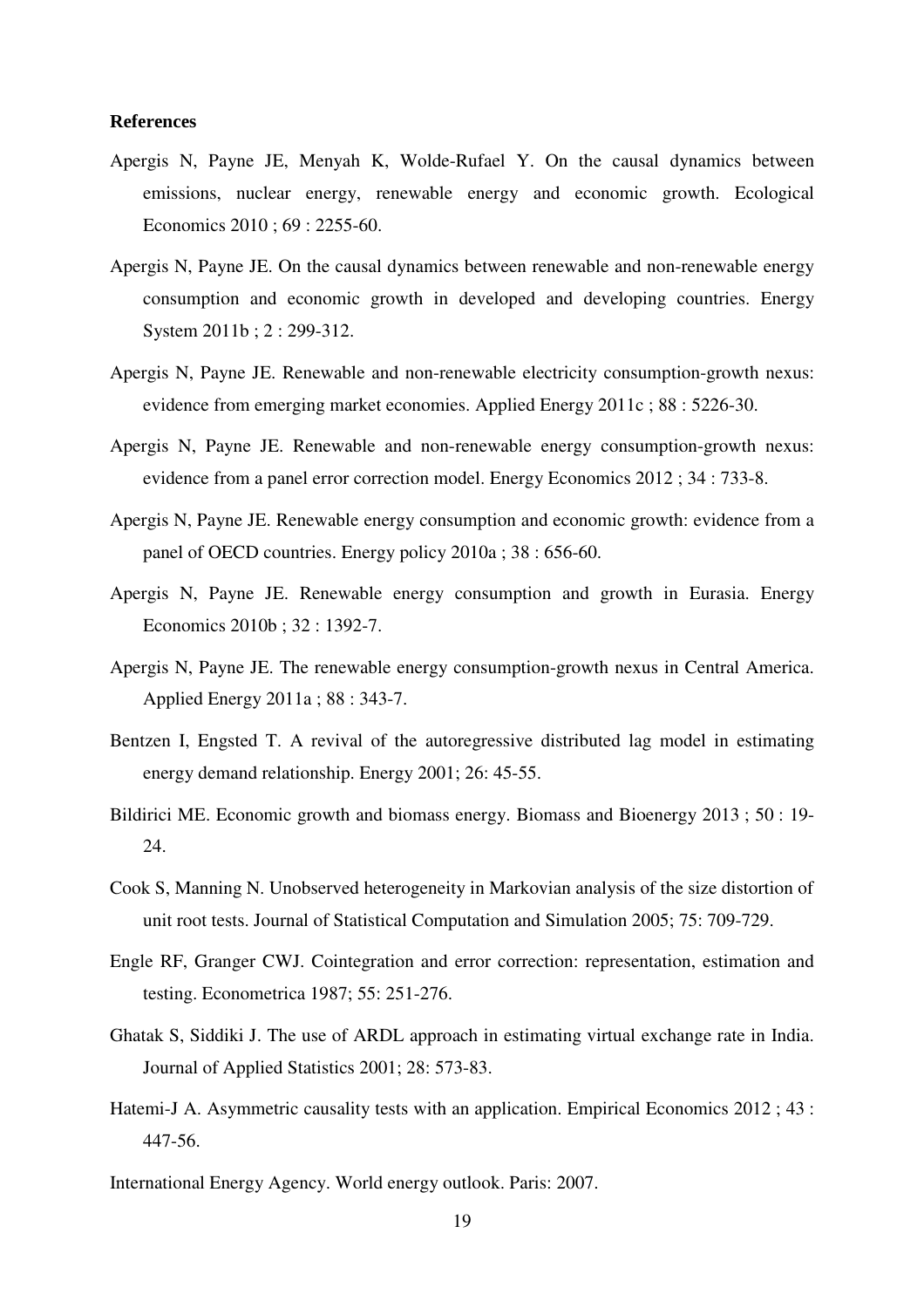**References**

Apergis N, Payne JE, Menyah K, Wolde-Rufael Y. On the causal dynamics between emissions, nuclear energy, renewable energy and economic growth. Ecological Economics 2010 ; 69 : 2255-60.

Apergis N, Payne JE. On the causal dynamics between renewable and non-renewable energy consumption and economic growth in developed and developing countries. Energy System 2011b ; 2 : 299-312.

Apergis N, Payne JE. Renewable and non-renewable electricity consumption-growth nexus: evidence from emerging market economies. Applied Energy 2011c ; 88 : 5226-30.

Apergis N, Payne JE. Renewable and non-renewable energy consumption-growth nexus: evidence from a panel error correction model. Energy Economics 2012 ; 34 : 733-8.

Apergis N, Payne JE. Renewable energy consumption and economic growth: evidence from a panel of OECD countries. Energy policy 2010a ; 38 : 656-60.

Apergis N, Payne JE. Renewable energy consumption and growth in Eurasia. Energy Economics 2010b ; 32 : 1392-7.

Apergis N, Payne JE. The renewable energy consumption-growth nexus in Central America. Applied Energy 2011a ; 88 : 343-7.

Bentzen I, Engsted T. A revival of the autoregressive distributed lag model in estimating energy demand relationship. Energy 2001; 26: 45-55.

Bildirici ME. Economic growth and biomass energy. Biomass and Bioenergy 2013 ; 50 : 19-24.

Cook S, Manning N. Unobserved heterogeneity in Markovian analysis of the size distortion of unit root tests. Journal of Statistical Computation and Simulation 2005; 75: 709-729.

Engle RF, Granger CWJ. Cointegration and error correction: representation, estimation and testing. Econometrica 1987; 55: 251-276.

Ghatak S, Siddiki J. The use of ARDL approach in estimating virtual exchange rate in India. Journal of Applied Statistics 2001; 28: 573-83.

Hatemi-J A. Asymmetric causality tests with an application. Empirical Economics 2012 ; 43 : 447-56.

International Energy Agency. World energy outlook. Paris: 2007.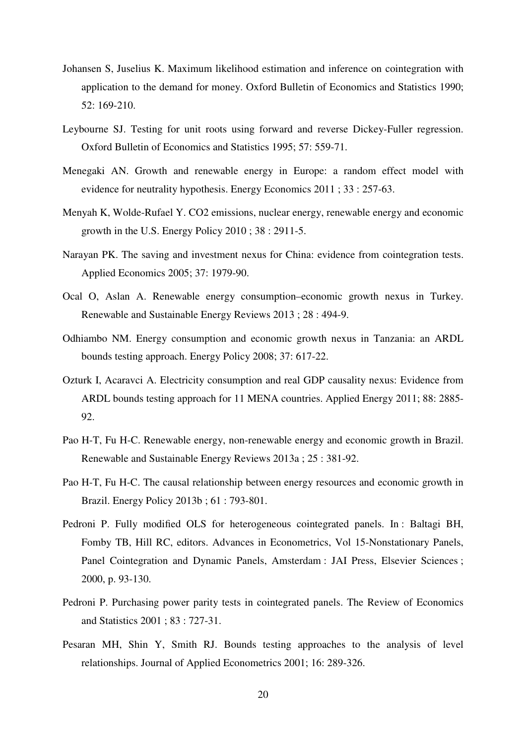Johansen S, Juselius K. Maximum likelihood estimation and inference on cointegration with application to the demand for money. Oxford Bulletin of Economics and Statistics 1990; 52: 169-210.

Leybourne SJ. Testing for unit roots using forward and reverse Dickey-Fuller regression. Oxford Bulletin of Economics and Statistics 1995; 57: 559-71.

Menegaki AN. Growth and renewable energy in Europe: a random effect model with evidence for neutrality hypothesis. Energy Economics 2011 ; 33 : 257-63.

Menyah K, Wolde-Rufael Y. CO2 emissions, nuclear energy, renewable energy and economic growth in the U.S. Energy Policy 2010 ; 38 : 2911-5.

Narayan PK. The saving and investment nexus for China: evidence from cointegration tests. Applied Economics 2005; 37: 1979-90.

Ocal O, Aslan A. Renewable energy consumption–economic growth nexus in Turkey. Renewable and Sustainable Energy Reviews 2013 ; 28 : 494-9.

Odhiambo NM. Energy consumption and economic growth nexus in Tanzania: an ARDL bounds testing approach. Energy Policy 2008; 37: 617-22.

Ozturk I, Acaravci A. Electricity consumption and real GDP causality nexus: Evidence from ARDL bounds testing approach for 11 MENA countries. Applied Energy 2011; 88: 2885-92.

Pao H-T, Fu H-C. Renewable energy, non-renewable energy and economic growth in Brazil. Renewable and Sustainable Energy Reviews 2013a ; 25 : 381-92.

Pao H-T, Fu H-C. The causal relationship between energy resources and economic growth in Brazil. Energy Policy 2013b ; 61 : 793-801.

Pedroni P. Fully modified OLS for heterogeneous cointegrated panels. In : Baltagi BH, Fomby TB, Hill RC, editors. Advances in Econometrics, Vol 15-Nonstationary Panels, Panel Cointegration and Dynamic Panels, Amsterdam : JAI Press, Elsevier Sciences ; 2000, p. 93-130.

Pedroni P. Purchasing power parity tests in cointegrated panels. The Review of Economics and Statistics 2001 ; 83 : 727-31.

Pesaran MH, Shin Y, Smith RJ. Bounds testing approaches to the analysis of level relationships. Journal of Applied Econometrics 2001; 16: 289-326.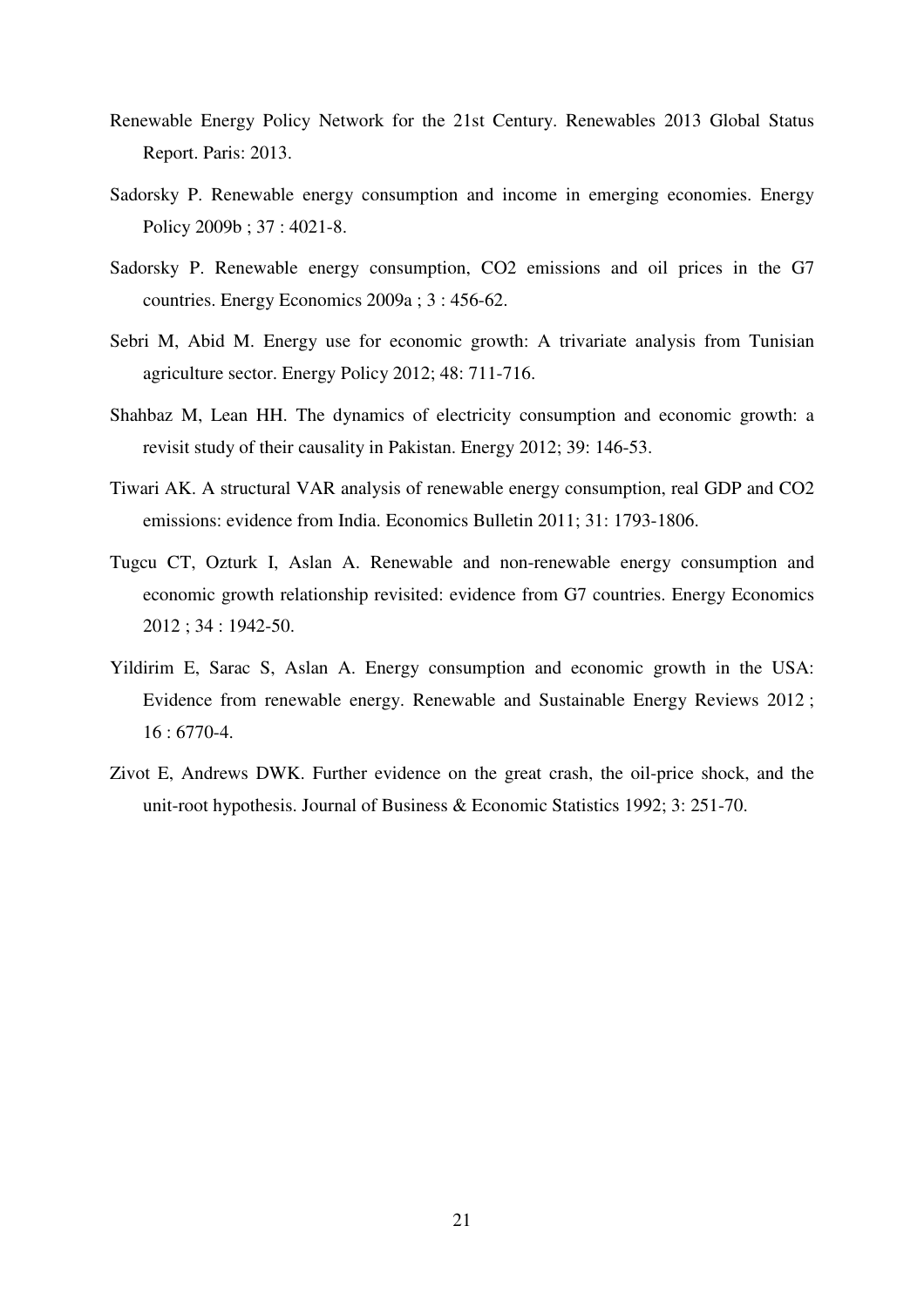Renewable Energy Policy Network for the 21st Century. Renewables 2013 Global Status Report. Paris: 2013.

Sadorsky P. Renewable energy consumption and income in emerging economies. Energy Policy 2009b ; 37 : 4021-8.

Sadorsky P. Renewable energy consumption, CO2 emissions and oil prices in the G7 countries. Energy Economics 2009a ; 3 : 456-62.

Sebri M, Abid M. Energy use for economic growth: A trivariate analysis from Tunisian agriculture sector. Energy Policy 2012; 48: 711-716.

Shahbaz M, Lean HH. The dynamics of electricity consumption and economic growth: a revisit study of their causality in Pakistan. Energy 2012; 39: 146-53.

Tiwari AK. A structural VAR analysis of renewable energy consumption, real GDP and CO2 emissions: evidence from India. Economics Bulletin 2011; 31: 1793-1806.

Tugcu CT, Ozturk I, Aslan A. Renewable and non-renewable energy consumption and economic growth relationship revisited: evidence from G7 countries. Energy Economics 2012 ; 34 : 1942-50.

Yildirim E, Sarac S, Aslan A. Energy consumption and economic growth in the USA: Evidence from renewable energy. Renewable and Sustainable Energy Reviews 2012 ; 16 : 6770-4.

Zivot E, Andrews DWK. Further evidence on the great crash, the oil-price shock, and the unit-root hypothesis. Journal of Business & Economic Statistics 1992; 3: 251-70.